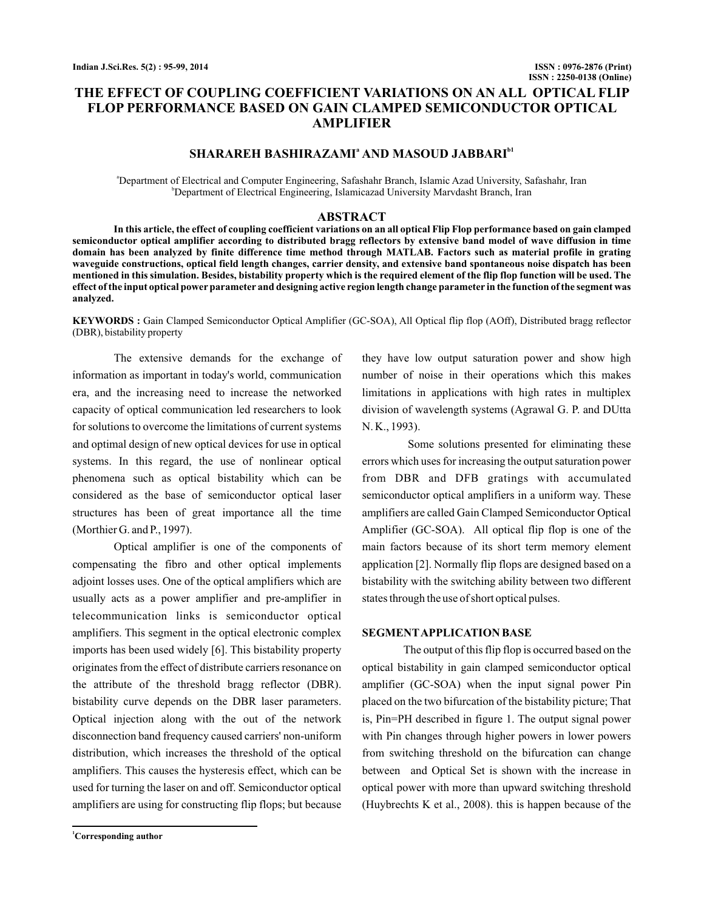# THE EFFECT OF COUPLING COEFFICIENT VARIATIONS ON AN ALL OPTICAL FLIP FLOP PERFORMANCE BASED ON GAIN CLAMPED SEMICONDUCTOR OPTICAL AMPLIFIER

**SHARAREH BASHIRAZAMI[a] AND MASOUD JABBARI[b1]**

[a]Department of Electrical and Computer Engineering, Safashahr Branch, Islamic Azad University, Safashahr, Iran
[b]Department of Electrical Engineering, Islamicazad University Marvdasht Branch, Iran

## ABSTRACT

**In this article, the effect of coupling coefficient variations on an all optical Flip Flop performance based on gain clamped semiconductor optical amplifier according to distributed bragg reflectors by extensive band model of wave diffusion in time domain has been analyzed by finite difference time method through MATLAB. Factors such as material profile in grating waveguide constructions, optical field length changes, carrier density, and extensive band spontaneous noise dispatch has been mentioned in this simulation. Besides, bistability property which is the required element of the flip flop function will be used. The effect of the input optical power parameter and designing active region length change parameter in the function of the segment was analyzed.**

**KEYWORDS :** Gain Clamped Semiconductor Optical Amplifier (GC-SOA), All Optical flip flop (AOff), Distributed bragg reflector (DBR), bistability property

The extensive demands for the exchange of information as important in today's world, communication era, and the increasing need to increase the networked capacity of optical communication led researchers to look for solutions to overcome the limitations of current systems and optimal design of new optical devices for use in optical systems. In this regard, the use of nonlinear optical phenomena such as optical bistability which can be considered as the base of semiconductor optical laser structures has been of great importance all the time (Morthier G. and P., 1997).

Optical amplifier is one of the components of compensating the fibro and other optical implements adjoint losses uses. One of the optical amplifiers which are usually acts as a power amplifier and pre-amplifier in telecommunication links is semiconductor optical amplifiers. This segment in the optical electronic complex imports has been used widely [6]. This bistability property originates from the effect of distribute carriers resonance on the attribute of the threshold bragg reflector (DBR). bistability curve depends on the DBR laser parameters. Optical injection along with the out of the network disconnection band frequency caused carriers' non-uniform distribution, which increases the threshold of the optical amplifiers. This causes the hysteresis effect, which can be used for turning the laser on and off. Semiconductor optical amplifiers are using for constructing flip flops; but because they have low output saturation power and show high number of noise in their operations which this makes limitations in applications with high rates in multiplex division of wavelength systems (Agrawal G. P. and DUtta N. K., 1993).

Some solutions presented for eliminating these errors which uses for increasing the output saturation power from DBR and DFB gratings with accumulated semiconductor optical amplifiers in a uniform way. These amplifiers are called Gain Clamped Semiconductor Optical Amplifier (GC-SOA). All optical flip flop is one of the main factors because of its short term memory element application [2]. Normally flip flops are designed based on a bistability with the switching ability between two different states through the use of short optical pulses.

## SEGMENT APPLICATION BASE

The output of this flip flop is occurred based on the optical bistability in gain clamped semiconductor optical amplifier (GC-SOA) when the input signal power Pin placed on the two bifurcation of the bistability picture; That is, Pin=PH described in figure 1. The output signal power with Pin changes through higher powers in lower powers from switching threshold on the bifurcation can change between and Optical Set is shown with the increase in optical power with more than upward switching threshold (Huybrechts K et al., 2008). this is happen because of the

[1]Corresponding author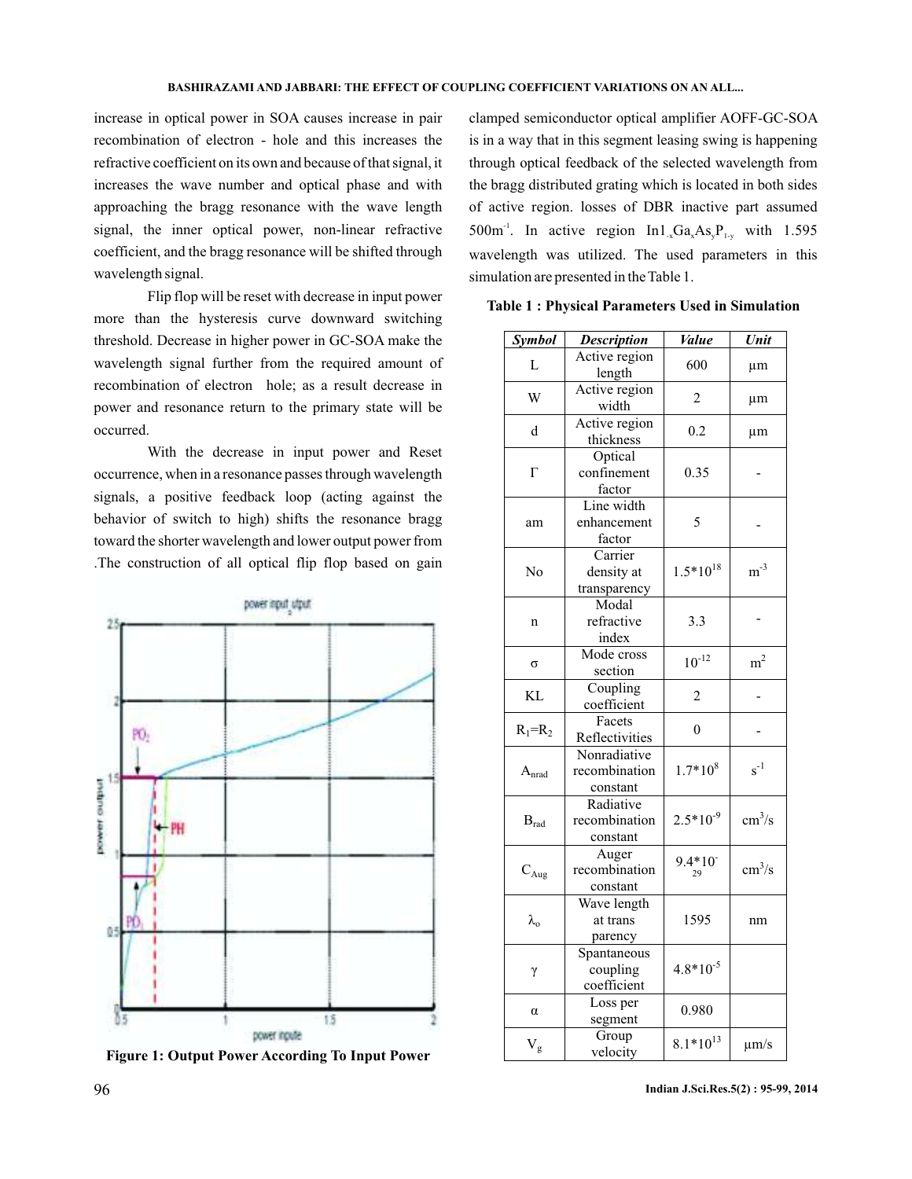increase in optical power in SOA causes increase in pair recombination of electron - hole and this increases the refractive coefficient on its own and because of that signal, it increases the wave number and optical phase and with approaching the bragg resonance with the wave length signal, the inner optical power, non-linear refractive coefficient, and the bragg resonance will be shifted through wavelength signal.

Flip flop will be reset with decrease in input power more than the hysteresis curve downward switching threshold. Decrease in higher power in GC-SOA make the wavelength signal further from the required amount of recombination of electron hole; as a result decrease in power and resonance return to the primary state will be occurred.

With the decrease in input power and Reset occurrence, when in a resonance passes through wavelength signals, a positive feedback loop (acting against the behavior of switch to high) shifts the resonance bragg toward the shorter wavelength and lower output power from .The construction of all optical flip flop based on gain

power input utput

PO2

PH

PO1

power output

power inpute

0.5 1 1.5 2

0.5 1 1.5 2 2.5

Figure 1: Output Power According To Input Power

clamped semiconductor optical amplifier AOFF-GC-SOA is in a way that in this segment leasing swing is happening through optical feedback of the selected wavelength from the bragg distributed grating which is located in both sides of active region. losses of DBR inactive part assumed $500m^{-1}$. In active region $In1_{-x}Ga_xAs_yP_{1-y}$ with 1.595 wavelength was utilized. The used parameters in this simulation are presented in the Table 1.

**Table 1 : Physical Parameters Used in Simulation**

| *Symbol* | *Description* | *Value* | *Unit* |
|---|---|---|---|
| L | Active region length | 600 | μm |
| W | Active region width | 2 | μm |
| d | Active region thickness | 0.2 | μm |
| Γ | Optical confinement factor | 0.35 | - |
| am | Line width enhancement factor | 5 | - |
| No | Carrier density at transparency | $1.5*10^{18}$ | $m^{-3}$ |
| n | Modal refractive index | 3.3 | - |
| σ | Mode cross section | $10^{-12}$ | $m^2$ |
| KL | Coupling coefficient | 2 | - |
| $R_1$=$R_2$ | Facets Reflectivities | 0 | - |
| $A_{nrad}$ | Nonradiative recombination constant | $1.7*10^8$ | $s^{-1}$ |
| $B_{rad}$ | Radiative recombination constant | $2.5*10^{-9}$ | $cm^3/s$ |
| $C_{Aug}$ | Auger recombination constant | $9.4*10^{-29}$ | $cm^3/s$ |
| $\lambda_o$ | Wave length at trans parency | 1595 | nm |
| γ | Spantaneous coupling coefficient | $4.8*10^{-5}$ | |
| α | Loss per segment | 0.980 | |
| $V_g$ | Group velocity | $8.1*10^{13}$ | μm/s |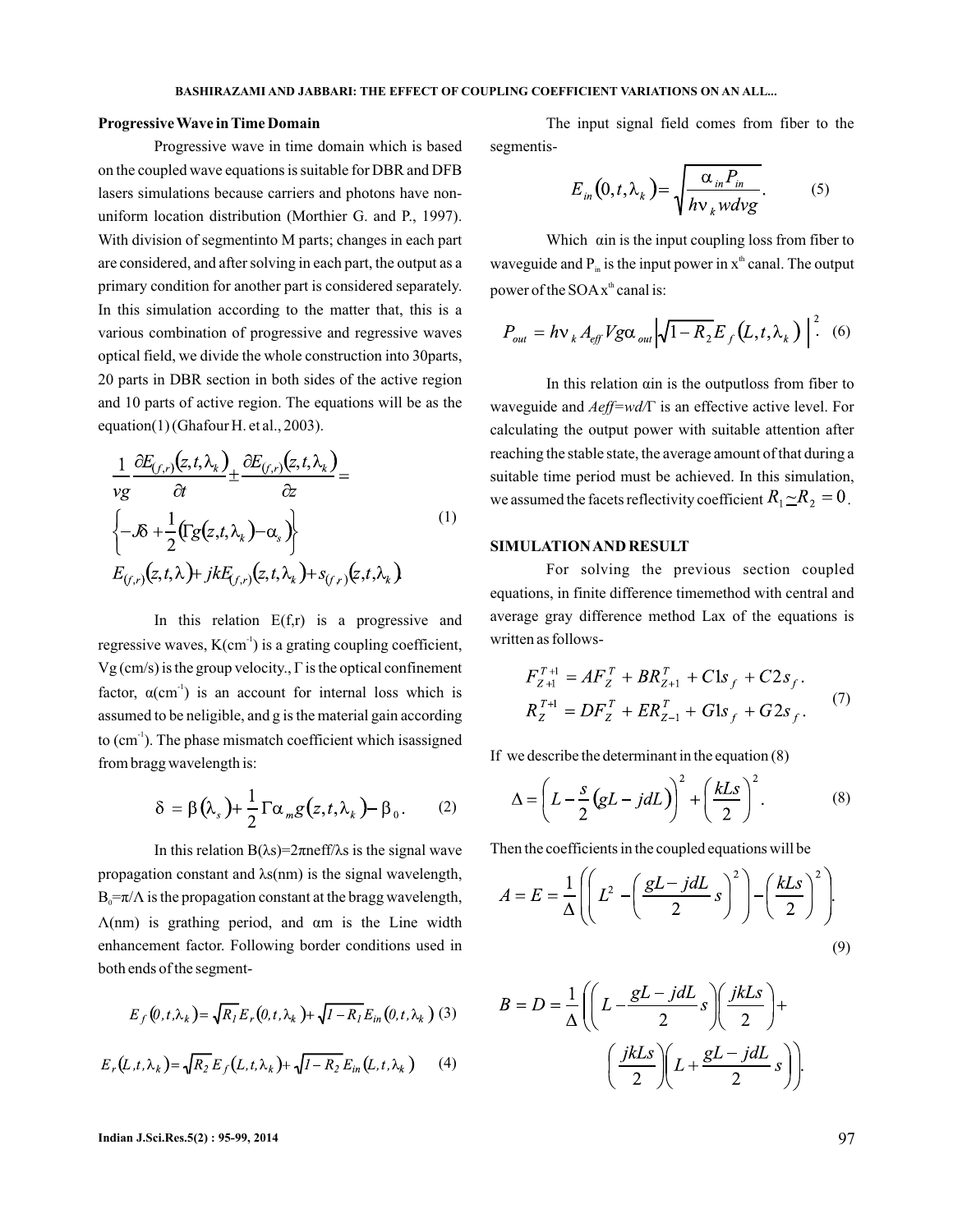**Progressive Wave in Time Domain**

Progressive wave in time domain which is based on the coupled wave equations is suitable for DBR and DFB lasers simulations because carriers and photons have non-uniform location distribution (Morthier G. and P., 1997). With division of segmentinto M parts; changes in each part are considered, and after solving in each part, the output as a primary condition for another part is considered separately. In this simulation according to the matter that, this is a various combination of progressive and regressive waves optical field, we divide the whole construction into 30parts, 20 parts in DBR section in both sides of the active region and 10 parts of active region. The equations will be as the equation(1) (Ghafour H. et al., 2003).

$$\frac{1}{vg}\frac{\partial E_{(f,r)}(z,t,\lambda_k)}{\partial t} \pm \frac{\partial E_{(f,r)}(z,t,\lambda_k)}{\partial z} = \left\{-J\delta + \frac{1}{2}\left(\Gamma g(z,t,\lambda_k) - \alpha_s\right)\right\} E_{(f,r)}(z,t,\lambda) + jkE_{(f,r)}(z,t,\lambda_k) + s_{(f,r)}(z,t,\lambda_k) \quad (1)$$

In this relation E(f,r) is a progressive and regressive waves, K($cm^{-1}$) is a grating coupling coefficient, Vg (cm/s) is the group velocity., Γ is the optical confinement factor, α($cm^{-1}$) is an account for internal loss which is assumed to be neligible, and g is the material gain according to ($cm^{-1}$). The phase mismatch coefficient which isassigned from bragg wavelength is:

$$\delta = \beta(\lambda_s) + \frac{1}{2}\Gamma\alpha_m g(z,t,\lambda_k) - \beta_0. \quad (2)$$

In this relation B(λs)=2πneff/λs is the signal wave propagation constant and λs(nm) is the signal wavelength, $B_0$=π/Λ is the propagation constant at the bragg wavelength, Λ(nm) is grathing period, and αm is the Line width enhancement factor. Following border conditions used in both ends of the segment-

$$E_f(0,t,\lambda_k) = \sqrt{R_1}E_r(0,t,\lambda_k) + \sqrt{1-R_1}E_{in}(0,t,\lambda_k) \quad (3)$$

$$E_r(L,t,\lambda_k) = \sqrt{R_2}E_f(L,t,\lambda_k) + \sqrt{1-R_2}E_{in}(L,t,\lambda_k) \quad (4)$$

The input signal field comes from fiber to the segmentis-

$$E_{in}(0,t,\lambda_k) = \sqrt{\frac{\alpha_{in}P_{in}}{h\nu_k wdvg}}. \quad (5)$$

Which αin is the input coupling loss from fiber to waveguide and $P_{in}$ is the input power in $x^{th}$ canal. The output power of the SOA $x^{th}$ canal is:

$$P_{out} = h\nu_k A_{eff} Vg\alpha_{out}\left|\sqrt{1-R_2}E_f(L,t,\lambda_k)\right|^2. \quad (6)$$

In this relation αin is the outputloss from fiber to waveguide and *Aeff=wd/*Γ is an effective active level. For calculating the output power with suitable attention after reaching the stable state, the average amount of that during a suitable time period must be achieved. In this simulation, we assumed the facets reflectivity coefficient $R_1 \sim R_2 = 0$.

## SIMULATION AND RESULT

For solving the previous section coupled equations, in finite difference timemethod with central and average gray difference method Lax of the equations is written as follows-

$$\begin{aligned} F_{Z+1}^{T+1} &= AF_Z^T + BR_{Z+1}^T + C1s_f + C2s_f. \\ R_Z^{T+1} &= DF_Z^T + ER_{Z-1}^T + G1s_f + G2s_f. \end{aligned} \quad (7)$$

If we describe the determinant in the equation (8)

$$\Delta = \left(L - \frac{s}{2}(gL - jdL)\right)^2 + \left(\frac{kLs}{2}\right)^2. \quad (8)$$

Then the coefficients in the coupled equations will be

$$A = E = \frac{1}{\Delta}\left(\left(L^2 - \left(\frac{gL - jdL}{2}s\right)^2\right) - \left(\frac{kLs}{2}\right)^2\right). \quad (9)$$

$$B = D = \frac{1}{\Delta}\left(\left(L - \frac{gL - jdL}{2}s\right)\left(\frac{jkLs}{2}\right) + \left(\frac{jkLs}{2}\right)\left(L + \frac{gL - jdL}{2}s\right)\right).$$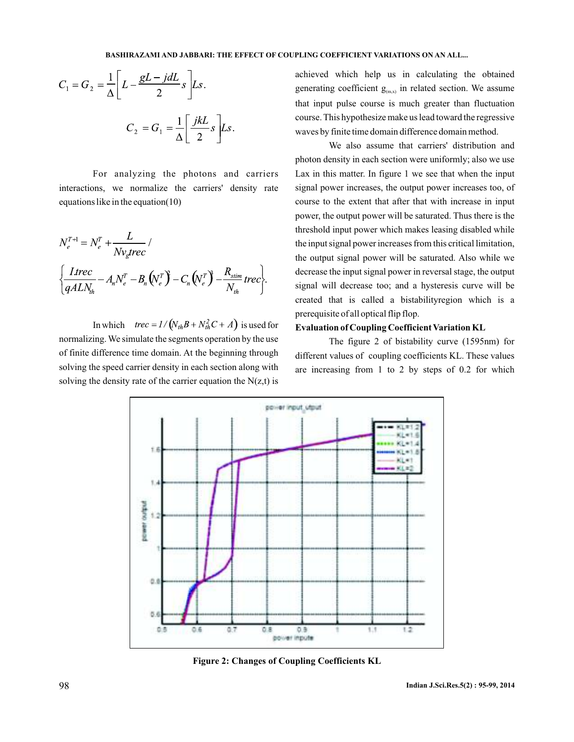$$C_1 = G_2 = \frac{1}{\Delta}\left[L - \frac{gL - jdL}{2}s\right]Ls.$$

$$C_2 = G_1 = \frac{1}{\Delta}\left[\frac{jkL}{2}s\right]Ls.$$

For analyzing the photons and carriers interactions, we normalize the carriers' density rate equations like in the equation(10)

$$N_e^{T+1} = N_e^T + \frac{L}{Nv_g trec} / \left\{\frac{I.trec}{qALN_{th}} - A_n N_e^T - B_n \left(N_e^T\right)^2 - C_n \left(N_e^T\right)^3 - \frac{R_{stim}}{N_{th}} trec\right\}.$$

In which $trec = 1/\left(N_{th}B + N_{th}^2 C + A\right)$ is used for normalizing. We simulate the segments operation by the use of finite difference time domain. At the beginning through solving the speed carrier density in each section along with solving the density rate of the carrier equation the N(z,t) is achieved which help us in calculating the obtained generating coefficient $g_{(m,x)}$ in related section. We assume that input pulse course is much greater than fluctuation course. This hypothesize make us lead toward the regressive waves by finite time domain difference domain method.

We also assume that carriers' distribution and photon density in each section were uniformly; also we use Lax in this matter. In figure 1 we see that when the input signal power increases, the output power increases too, of course to the extent that after that with increase in input power, the output power will be saturated. Thus there is the threshold input power which makes leasing disabled while the input signal power increases from this critical limitation, the output signal power will be saturated. Also while we decrease the input signal power in reversal stage, the output signal will decrease too; and a hysteresis curve will be created that is called a bistabilityregion which is a prerequisite of all optical flip flop.

**Evaluation of Coupling Coefficient Variation KL**

The figure 2 of bistability curve (1595nm) for different values of coupling coefficients KL. These values are increasing from 1 to 2 by steps of 0.2 for which

power input_utput

KL=1.2
KL=1.6
KL=1.4
KL=1.8
KL=1
KL=2

power output

power inpute

0.6 0.8 1 1.2 1.4 1.6

0.5 0.6 0.7 0.8 0.9 1 1.1 1.2

**Figure 2: Changes of Coupling Coefficients KL**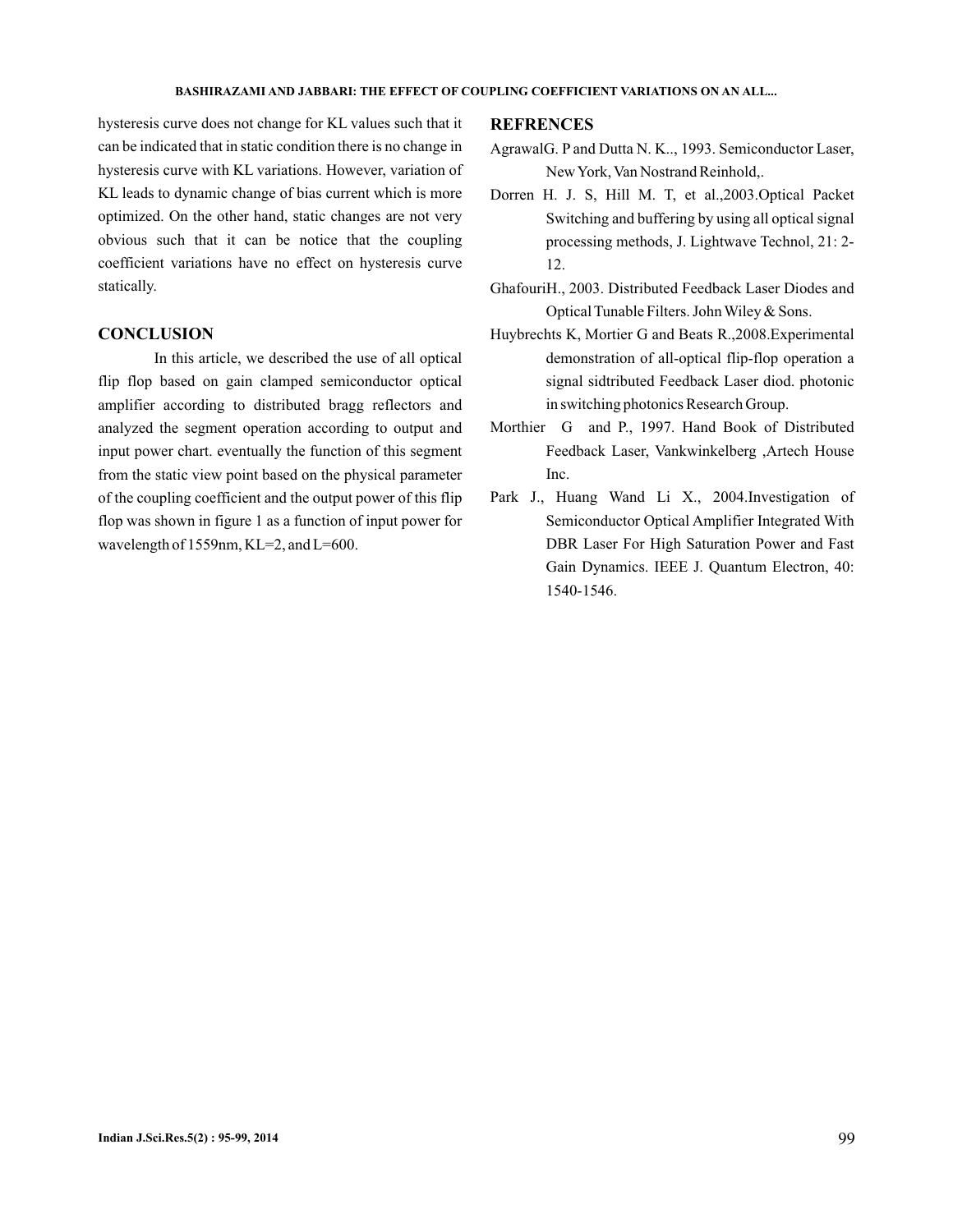hysteresis curve does not change for KL values such that it can be indicated that in static condition there is no change in hysteresis curve with KL variations. However, variation of KL leads to dynamic change of bias current which is more optimized. On the other hand, static changes are not very obvious such that it can be notice that the coupling coefficient variations have no effect on hysteresis curve statically.

## CONCLUSION

In this article, we described the use of all optical flip flop based on gain clamped semiconductor optical amplifier according to distributed bragg reflectors and analyzed the segment operation according to output and input power chart. eventually the function of this segment from the static view point based on the physical parameter of the coupling coefficient and the output power of this flip flop was shown in figure 1 as a function of input power for wavelength of 1559nm, KL=2, and L=600.

## REFRENCES

AgrawalG. P and Dutta N. K.., 1993. Semiconductor Laser, New York, Van Nostrand Reinhold,.

Dorren H. J. S, Hill M. T, et al.,2003.Optical Packet Switching and buffering by using all optical signal processing methods, J. Lightwave Technol, 21: 2-12.

GhafouriH., 2003. Distributed Feedback Laser Diodes and Optical Tunable Filters. John Wiley & Sons.

Huybrechts K, Mortier G and Beats R.,2008.Experimental demonstration of all-optical flip-flop operation a signal sidtributed Feedback Laser diod. photonic in switching photonics Research Group.

Morthier G and P., 1997. Hand Book of Distributed Feedback Laser, Vankwinkelberg ,Artech House Inc.

Park J., Huang Wand Li X., 2004.Investigation of Semiconductor Optical Amplifier Integrated With DBR Laser For High Saturation Power and Fast Gain Dynamics. IEEE J. Quantum Electron, 40: 1540-1546.